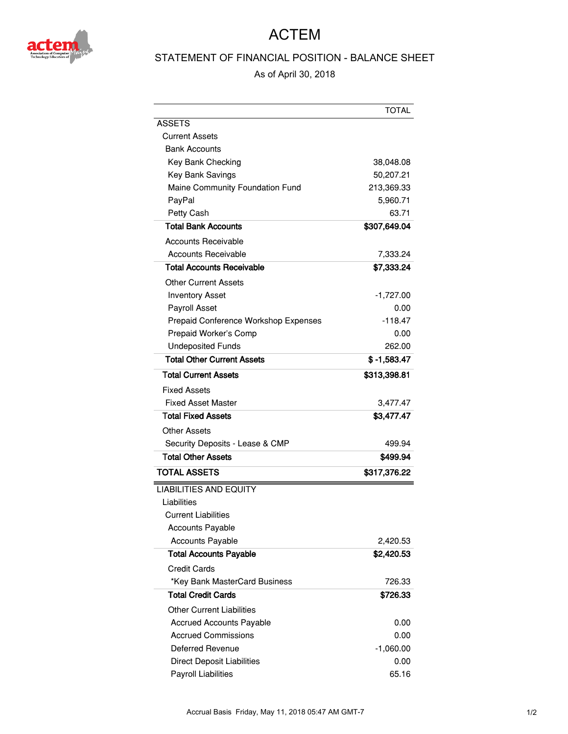# ACTEM

## STATEMENT OF FINANCIAL POSITION - BALANCE SHEET

As of April 30, 2018

| | TOTAL |
|---|---|
| ASSETS | |
| Current Assets | |
| Bank Accounts | |
| Key Bank Checking | 38,048.08 |
| Key Bank Savings | 50,207.21 |
| Maine Community Foundation Fund | 213,369.33 |
| PayPal | 5,960.71 |
| Petty Cash | 63.71 |
| **Total Bank Accounts** | **$307,649.04** |
| Accounts Receivable | |
| Accounts Receivable | 7,333.24 |
| **Total Accounts Receivable** | **$7,333.24** |
| Other Current Assets | |
| Inventory Asset | -1,727.00 |
| Payroll Asset | 0.00 |
| Prepaid Conference Workshop Expenses | -118.47 |
| Prepaid Worker's Comp | 0.00 |
| Undeposited Funds | 262.00 |
| **Total Other Current Assets** | **$ -1,583.47** |
| **Total Current Assets** | **$313,398.81** |
| Fixed Assets | |
| Fixed Asset Master | 3,477.47 |
| **Total Fixed Assets** | **$3,477.47** |
| Other Assets | |
| Security Deposits - Lease & CMP | 499.94 |
| **Total Other Assets** | **$499.94** |
| **TOTAL ASSETS** | **$317,376.22** |
| LIABILITIES AND EQUITY | |
| Liabilities | |
| Current Liabilities | |
| Accounts Payable | |
| Accounts Payable | 2,420.53 |
| **Total Accounts Payable** | **$2,420.53** |
| Credit Cards | |
| *Key Bank MasterCard Business | 726.33 |
| **Total Credit Cards** | **$726.33** |
| Other Current Liabilities | |
| Accrued Accounts Payable | 0.00 |
| Accrued Commissions | 0.00 |
| Deferred Revenue | -1,060.00 |
| Direct Deposit Liabilities | 0.00 |
| Payroll Liabilities | 65.16 |

Accrual Basis Friday, May 11, 2018 05:47 AM GMT-7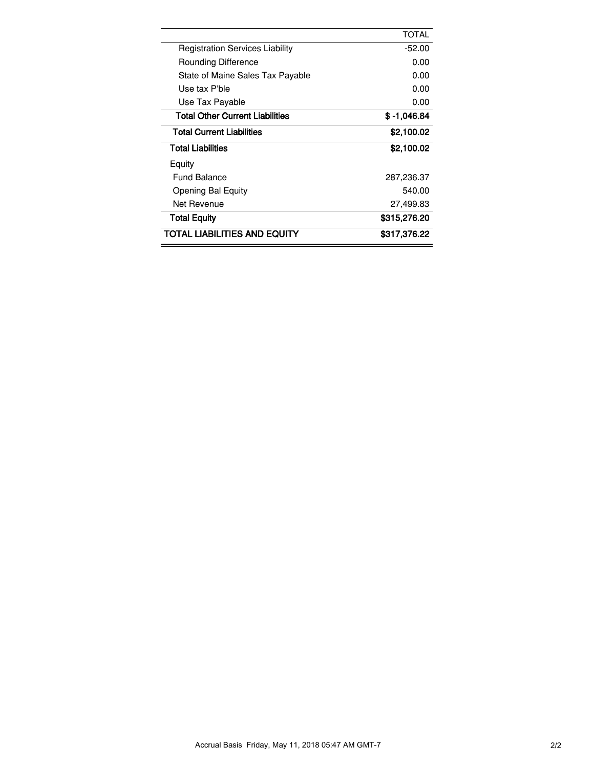| | TOTAL |
| --- | --- |
| Registration Services Liability | -52.00 |
| Rounding Difference | 0.00 |
| State of Maine Sales Tax Payable | 0.00 |
| Use tax P'ble | 0.00 |
| Use Tax Payable | 0.00 |
| **Total Other Current Liabilities** | **$ -1,046.84** |
| **Total Current Liabilities** | **$2,100.02** |
| **Total Liabilities** | **$2,100.02** |
| Equity | |
| Fund Balance | 287,236.37 |
| Opening Bal Equity | 540.00 |
| Net Revenue | 27,499.83 |
| **Total Equity** | **$315,276.20** |
| **TOTAL LIABILITIES AND EQUITY** | **$317,376.22** |

Accrual Basis Friday, May 11, 2018 05:47 AM GMT-7